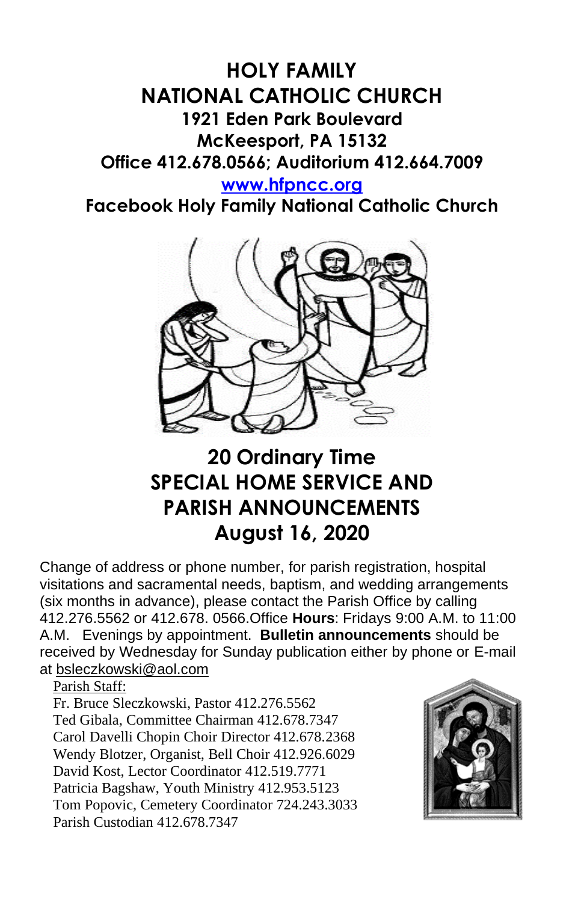# HOLY FAMILY NATIONAL CATHOLIC CHURCH

**1921 Eden Park Boulevard**
**McKeesport, PA 15132**
**Office 412.678.0566; Auditorium 412.664.7009**
**www.hfpncc.org**
**Facebook Holy Family National Catholic Church**

## 20 Ordinary Time
## SPECIAL HOME SERVICE AND PARISH ANNOUNCEMENTS
## August 16, 2020

Change of address or phone number, for parish registration, hospital visitations and sacramental needs, baptism, and wedding arrangements (six months in advance), please contact the Parish Office by calling 412.276.5562 or 412.678. 0566.Office **Hours**: Fridays 9:00 A.M. to 11:00 A.M. Evenings by appointment. **Bulletin announcements** should be received by Wednesday for Sunday publication either by phone or E-mail at bsleczkowski@aol.com

Parish Staff:
Fr. Bruce Sleczkowski, Pastor 412.276.5562
Ted Gibala, Committee Chairman 412.678.7347
Carol Davelli Chopin Choir Director 412.678.2368
Wendy Blotzer, Organist, Bell Choir 412.926.6029
David Kost, Lector Coordinator 412.519.7771
Patricia Bagshaw, Youth Ministry 412.953.5123
Tom Popovic, Cemetery Coordinator 724.243.3033
Parish Custodian 412.678.7347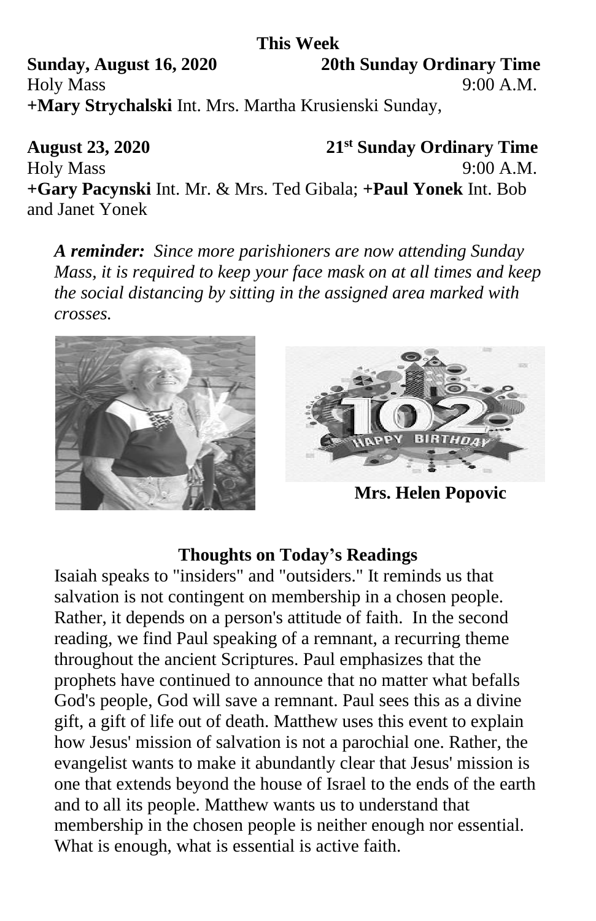**This Week**

**Sunday, August 16, 2020** **20th Sunday Ordinary Time**

Holy Mass 9:00 A.M.

**+Mary Strychalski** Int. Mrs. Martha Krusienski Sunday,

**August 23, 2020** **21st Sunday Ordinary Time**

Holy Mass 9:00 A.M.

**+Gary Pacynski** Int. Mr. & Mrs. Ted Gibala; **+Paul Yonek** Int. Bob and Janet Yonek

***A reminder:*** *Since more parishioners are now attending Sunday Mass, it is required to keep your face mask on at all times and keep the social distancing by sitting in the assigned area marked with crosses.*

**Mrs. Helen Popovic**

**Thoughts on Today's Readings**

Isaiah speaks to "insiders" and "outsiders." It reminds us that salvation is not contingent on membership in a chosen people. Rather, it depends on a person's attitude of faith. In the second reading, we find Paul speaking of a remnant, a recurring theme throughout the ancient Scriptures. Paul emphasizes that the prophets have continued to announce that no matter what befalls God's people, God will save a remnant. Paul sees this as a divine gift, a gift of life out of death. Matthew uses this event to explain how Jesus' mission of salvation is not a parochial one. Rather, the evangelist wants to make it abundantly clear that Jesus' mission is one that extends beyond the house of Israel to the ends of the earth and to all its people. Matthew wants us to understand that membership in the chosen people is neither enough nor essential. What is enough, what is essential is active faith.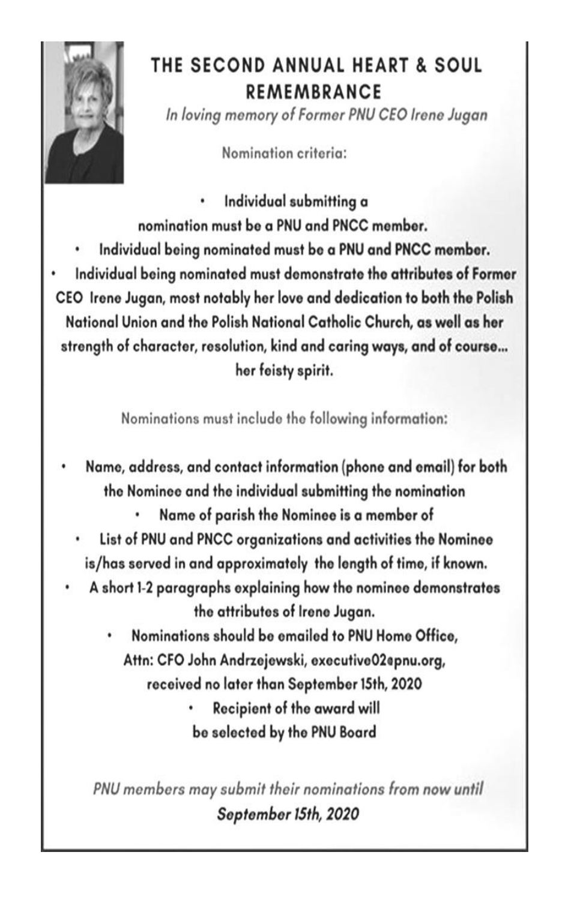# THE SECOND ANNUAL HEART & SOUL REMEMBRANCE

*In loving memory of Former PNU CEO Irene Jugan*

Nomination criteria:

- Individual submitting a nomination must be a PNU and PNCC member.
- Individual being nominated must be a PNU and PNCC member.
- Individual being nominated must demonstrate the attributes of Former CEO Irene Jugan, most notably her love and dedication to both the Polish National Union and the Polish National Catholic Church, as well as her strength of character, resolution, kind and caring ways, and of course... her feisty spirit.

Nominations must include the following information:

- Name, address, and contact information (phone and email) for both the Nominee and the individual submitting the nomination
- Name of parish the Nominee is a member of
- List of PNU and PNCC organizations and activities the Nominee is/has served in and approximately the length of time, if known.
- A short 1-2 paragraphs explaining how the nominee demonstrates the attributes of Irene Jugan.
- Nominations should be emailed to PNU Home Office, Attn: CFO John Andrzejewski, executive02epnu.org, received no later than September 15th, 2020
- Recipient of the award will be selected by the PNU Board

*PNU members may submit their nominations from now until* ***September 15th, 2020***